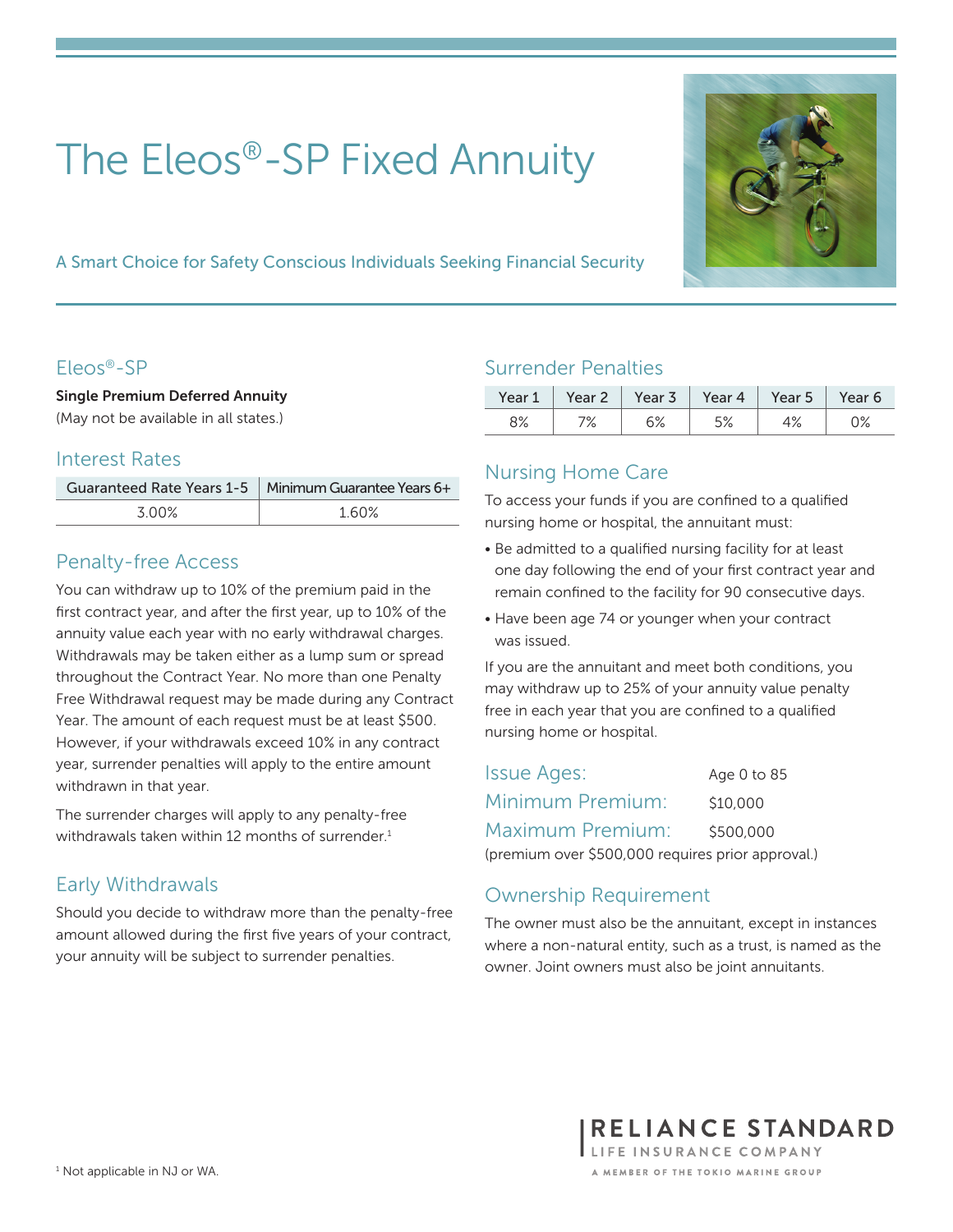# The Eleos®-SP Fixed Annuity

A Smart Choice for Safety Conscious Individuals Seeking Financial Security

## Eleos®-SP

**Single Premium Deferred Annuity**
(May not be available in all states.)

## Interest Rates

| Guaranteed Rate Years 1-5 | Minimum Guarantee Years 6+ |
|---|---|
| 3.00% | 1.60% |

## Penalty-free Access

You can withdraw up to 10% of the premium paid in the first contract year, and after the first year, up to 10% of the annuity value each year with no early withdrawal charges. Withdrawals may be taken either as a lump sum or spread throughout the Contract Year. No more than one Penalty Free Withdrawal request may be made during any Contract Year. The amount of each request must be at least $500. However, if your withdrawals exceed 10% in any contract year, surrender penalties will apply to the entire amount withdrawn in that year.

The surrender charges will apply to any penalty-free withdrawals taken within 12 months of surrender.[1]

## Early Withdrawals

Should you decide to withdraw more than the penalty-free amount allowed during the first five years of your contract, your annuity will be subject to surrender penalties.

## Surrender Penalties

| Year 1 | Year 2 | Year 3 | Year 4 | Year 5 | Year 6 |
|---|---|---|---|---|---|
| 8% | 7% | 6% | 5% | 4% | 0% |

## Nursing Home Care

To access your funds if you are confined to a qualified nursing home or hospital, the annuitant must:

- Be admitted to a qualified nursing facility for at least one day following the end of your first contract year and remain confined to the facility for 90 consecutive days.
- Have been age 74 or younger when your contract was issued.

If you are the annuitant and meet both conditions, you may withdraw up to 25% of your annuity value penalty free in each year that you are confined to a qualified nursing home or hospital.

**Issue Ages:** Age 0 to 85

**Minimum Premium:** $10,000

**Maximum Premium:** $500,000

(premium over $500,000 requires prior approval.)

## Ownership Requirement

The owner must also be the annuitant, except in instances where a non-natural entity, such as a trust, is named as the owner. Joint owners must also be joint annuitants.

RELIANCE STANDARD
LIFE INSURANCE COMPANY
A MEMBER OF THE TOKIO MARINE GROUP

[1] Not applicable in NJ or WA.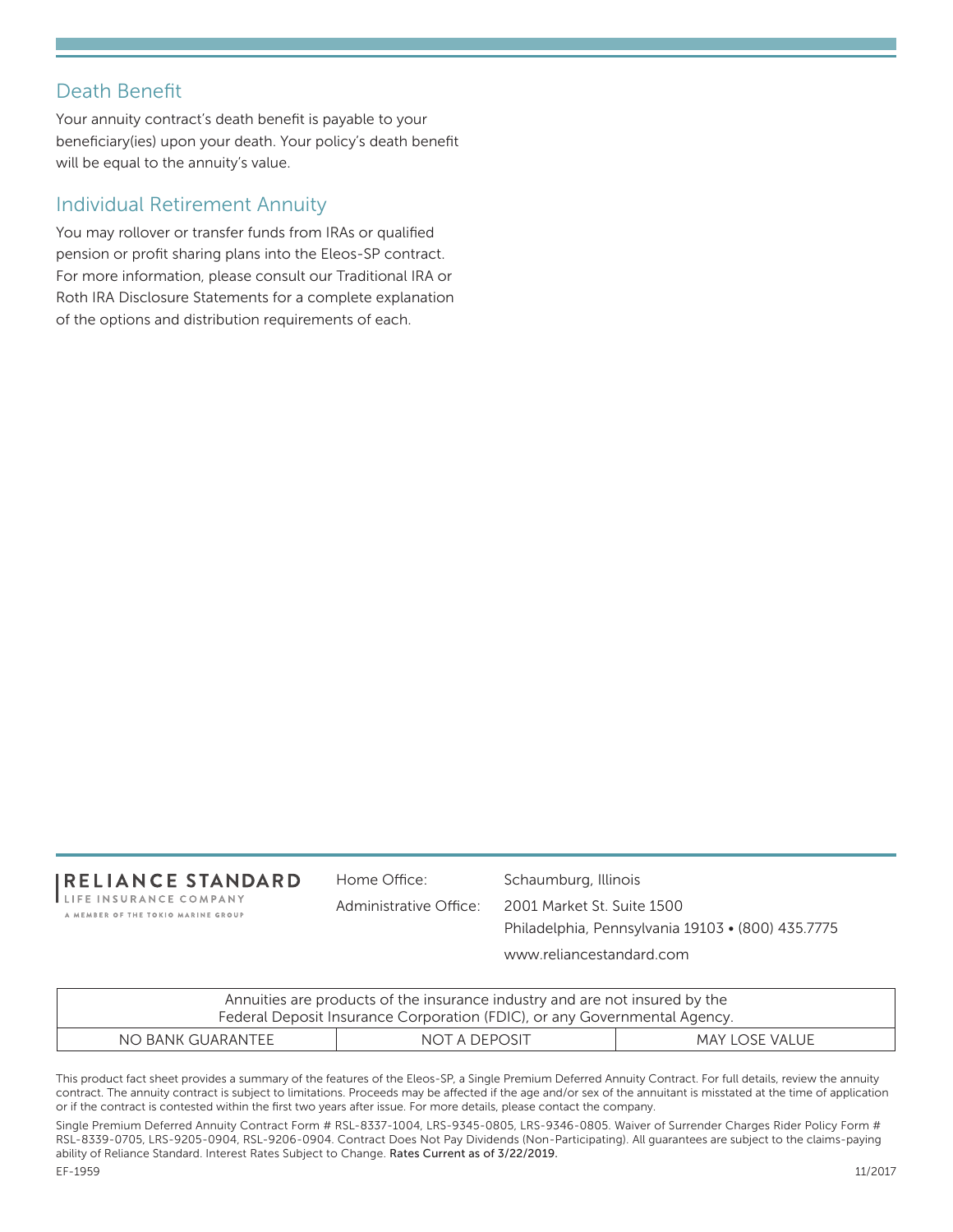## Death Benefit

Your annuity contract's death benefit is payable to your beneficiary(ies) upon your death. Your policy's death benefit will be equal to the annuity's value.

## Individual Retirement Annuity

You may rollover or transfer funds from IRAs or qualified pension or profit sharing plans into the Eleos-SP contract. For more information, please consult our Traditional IRA or Roth IRA Disclosure Statements for a complete explanation of the options and distribution requirements of each.

**RELIANCE STANDARD**
LIFE INSURANCE COMPANY
A MEMBER OF THE TOKIO MARINE GROUP

Home Office: Schaumburg, Illinois

Administrative Office: 2001 Market St. Suite 1500
Philadelphia, Pennsylvania 19103 • (800) 435.7775
www.reliancestandard.com

| Annuities are products of the insurance industry and are not insured by the Federal Deposit Insurance Corporation (FDIC), or any Governmental Agency. | | |
|---|---|---|
| NO BANK GUARANTEE | NOT A DEPOSIT | MAY LOSE VALUE |

This product fact sheet provides a summary of the features of the Eleos-SP, a Single Premium Deferred Annuity Contract. For full details, review the annuity contract. The annuity contract is subject to limitations. Proceeds may be affected if the age and/or sex of the annuitant is misstated at the time of application or if the contract is contested within the first two years after issue. For more details, please contact the company.

Single Premium Deferred Annuity Contract Form # RSL-8337-1004, LRS-9345-0805, LRS-9346-0805. Waiver of Surrender Charges Rider Policy Form # RSL-8339-0705, LRS-9205-0904, RSL-9206-0904. Contract Does Not Pay Dividends (Non-Participating). All guarantees are subject to the claims-paying ability of Reliance Standard. Interest Rates Subject to Change. Rates Current as of 3/22/2019.

EF-1959 11/2017